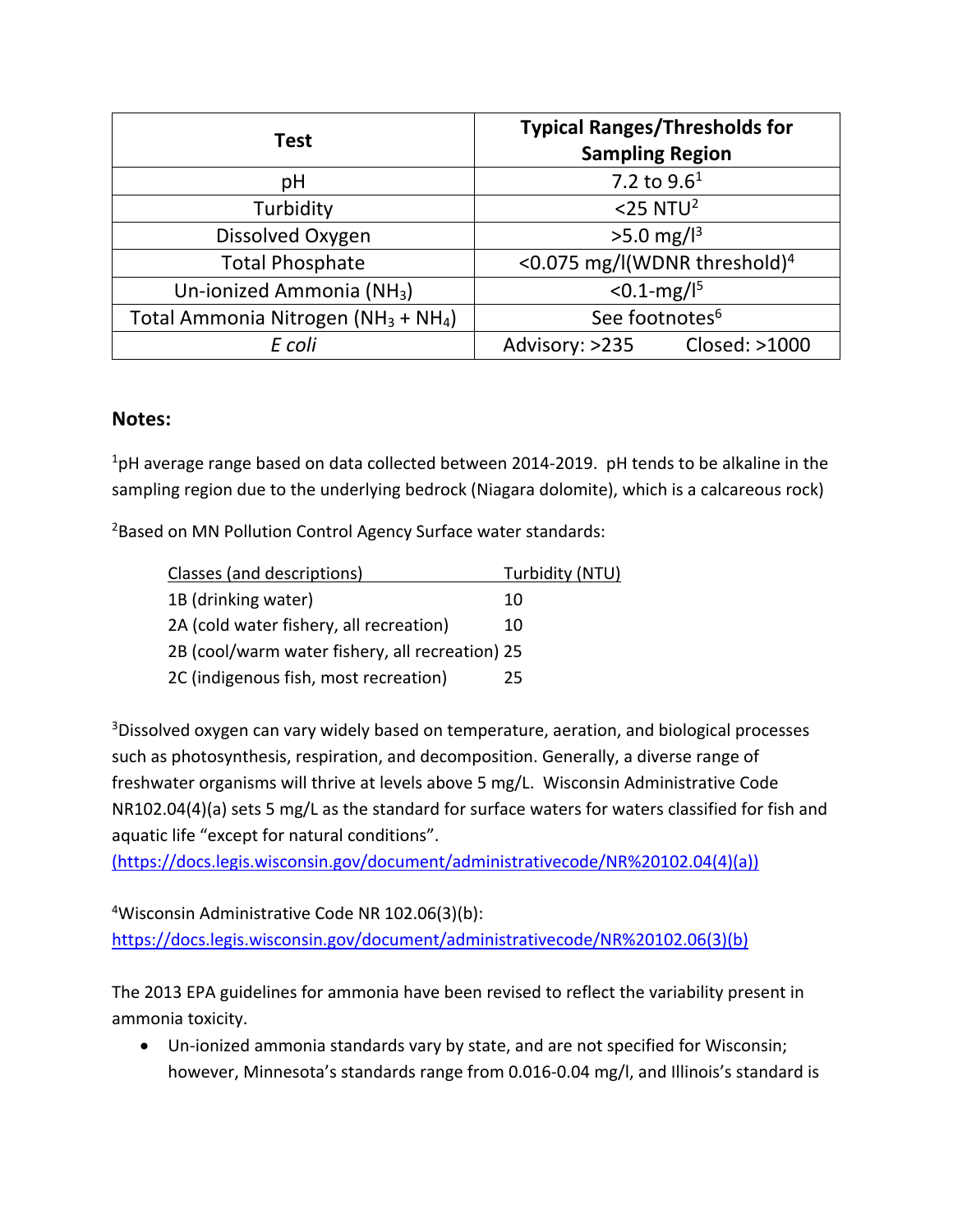| Test | Typical Ranges/Thresholds for Sampling Region |
|---|---|
| pH | 7.2 to 9.6[1] |
| Turbidity | <25 NTU[2] |
| Dissolved Oxygen | >5.0 mg/l[3] |
| Total Phosphate | <0.075 mg/l(WDNR threshold)[4] |
| Un-ionized Ammonia ($NH_3$) | <0.1-mg/l[5] |
| Total Ammonia Nitrogen ($NH_3$ + $NH_4$) | See footnotes[6] |
| *E coli* | Advisory: >235 Closed: >1000 |

**Notes:**

[1]pH average range based on data collected between 2014-2019. pH tends to be alkaline in the sampling region due to the underlying bedrock (Niagara dolomite), which is a calcareous rock)

[2]Based on MN Pollution Control Agency Surface water standards:

| Classes (and descriptions) | Turbidity (NTU) |
|---|---|
| 1B (drinking water) | 10 |
| 2A (cold water fishery, all recreation) | 10 |
| 2B (cool/warm water fishery, all recreation) | 25 |
| 2C (indigenous fish, most recreation) | 25 |

[3]Dissolved oxygen can vary widely based on temperature, aeration, and biological processes such as photosynthesis, respiration, and decomposition. Generally, a diverse range of freshwater organisms will thrive at levels above 5 mg/L. Wisconsin Administrative Code NR102.04(4)(a) sets 5 mg/L as the standard for surface waters for waters classified for fish and aquatic life "except for natural conditions". (https://docs.legis.wisconsin.gov/document/administrativecode/NR%20102.04(4)(a))

[4]Wisconsin Administrative Code NR 102.06(3)(b): https://docs.legis.wisconsin.gov/document/administrativecode/NR%20102.06(3)(b)

The 2013 EPA guidelines for ammonia have been revised to reflect the variability present in ammonia toxicity.

- Un-ionized ammonia standards vary by state, and are not specified for Wisconsin; however, Minnesota's standards range from 0.016-0.04 mg/l, and Illinois's standard is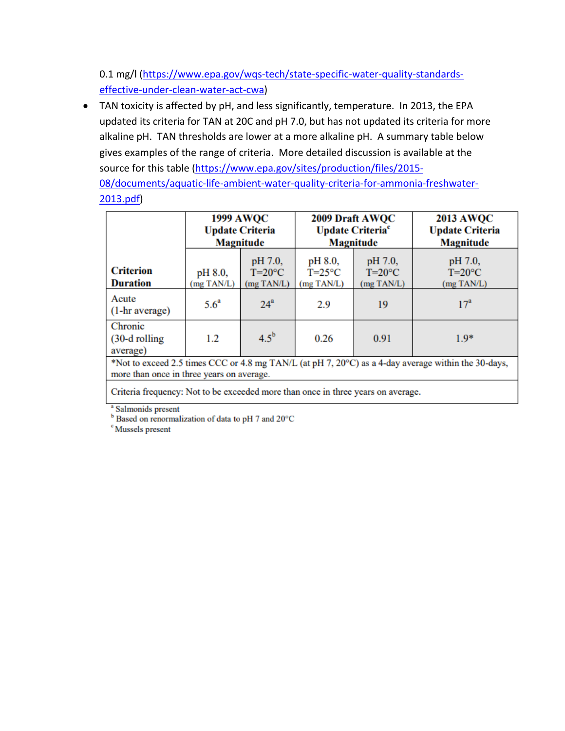0.1 mg/l (https://www.epa.gov/wqs-tech/state-specific-water-quality-standards-effective-under-clean-water-act-cwa)

- TAN toxicity is affected by pH, and less significantly, temperature. In 2013, the EPA updated its criteria for TAN at 20C and pH 7.0, but has not updated its criteria for more alkaline pH. TAN thresholds are lower at a more alkaline pH. A summary table below gives examples of the range of criteria. More detailed discussion is available at the source for this table (https://www.epa.gov/sites/production/files/2015-08/documents/aquatic-life-ambient-water-quality-criteria-for-ammonia-freshwater-2013.pdf)

| | 1999 AWQC Update Criteria Magnitude | | 2009 Draft AWQC Update Criteria[c] Magnitude | | 2013 AWQC Update Criteria Magnitude |
|---|---|---|---|---|---|
| **Criterion Duration** | pH 8.0, (mg TAN/L) | pH 7.0, T=20°C (mg TAN/L) | pH 8.0, T=25°C (mg TAN/L) | pH 7.0, T=20°C (mg TAN/L) | pH 7.0, T=20°C (mg TAN/L) |
| Acute (1-hr average) | 5.6[a] | 24[a] | 2.9 | 19 | 17[a] |
| Chronic (30-d rolling average) | 1.2 | 4.5[b] | 0.26 | 0.91 | 1.9* |
| *Not to exceed 2.5 times CCC or 4.8 mg TAN/L (at pH 7, 20°C) as a 4-day average within the 30-days, more than once in three years on average. | | | | | |
| Criteria frequency: Not to be exceeded more than once in three years on average. | | | | | |

[a] Salmonids present
[b] Based on renormalization of data to pH 7 and 20°C
[c] Mussels present